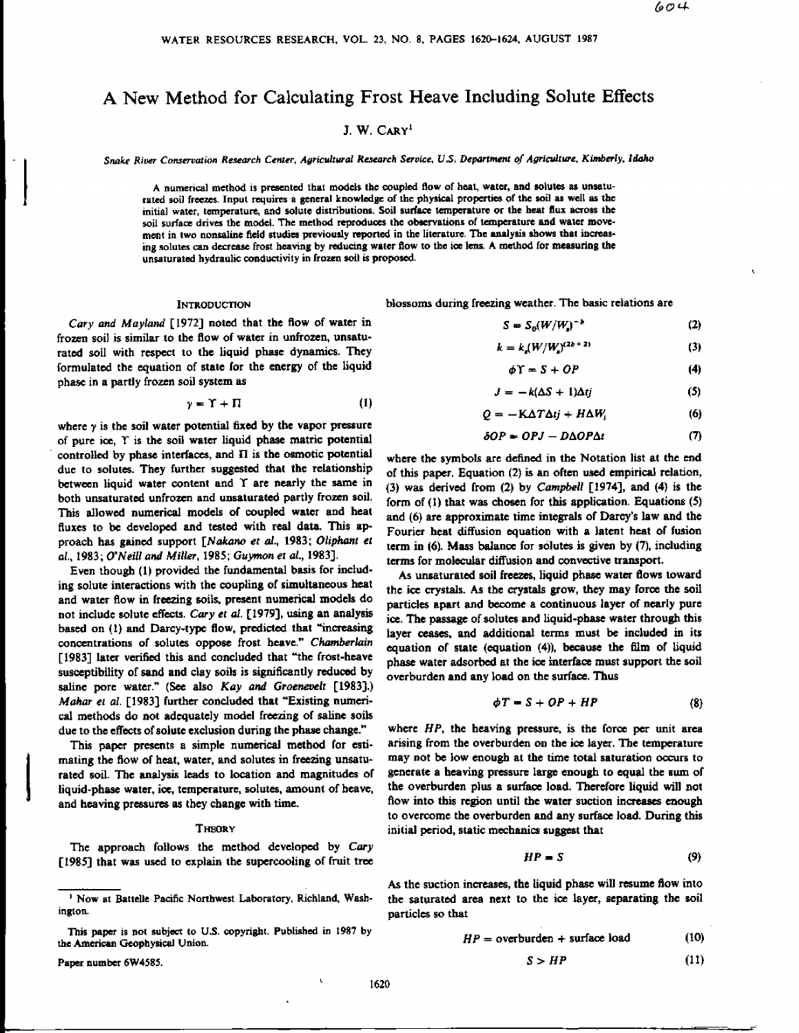# A New Method for Calculating Frost Heave Including Solute Effects

J. W. CARY[1]

*Snake River Conservation Research Center, Agricultural Research Service, U.S. Department of Agriculture, Kimberly, Idaho*

A numerical method is presented that models the coupled flow of heat, water, and solutes as unsaturated soil freezes. Input requires a general knowledge of the physical properties of the soil as well as the initial water, temperature, and solute distributions. Soil surface temperature or the heat flux across the soil surface drives the model. The method reproduces the observations of temperature and water movement in two nonsaline field studies previously reported in the literature. The analysis shows that increasing solutes can decrease frost heaving by reducing water flow to the ice lens. A method for measuring the unsaturated hydraulic conductivity in frozen soil is proposed.

## INTRODUCTION

*Cary and Mayland* [1972] noted that the flow of water in frozen soil is similar to the flow of water in unfrozen, unsaturated soil with respect to the liquid phase dynamics. They formulated the equation of state for the energy of the liquid phase in a partly frozen soil system as

$$\gamma = \Upsilon + \Pi \tag{1}$$

where $\gamma$ is the soil water potential fixed by the vapor pressure of pure ice, $\Upsilon$ is the soil water liquid phase matric potential controlled by phase interfaces, and $\Pi$ is the osmotic potential due to solutes. They further suggested that the relationship between liquid water content and $\Upsilon$ are nearly the same in both unsaturated unfrozen and unsaturated partly frozen soil. This allowed numerical models of coupled water and heat fluxes to be developed and tested with real data. This approach has gained support [*Nakano et al.*, 1983; *Oliphant et al.*, 1983; *O'Neill and Miller*, 1985; *Guymon et al.*, 1983].

Even though (1) provided the fundamental basis for including solute interactions with the coupling of simultaneous heat and water flow in freezing soils, present numerical models do not include solute effects. *Cary et al.* [1979], using an analysis based on (1) and Darcy-type flow, predicted that "increasing concentrations of solutes oppose frost heave." *Chamberlain* [1983] later verified this and concluded that "the frost-heave susceptibility of sand and clay soils is significantly reduced by saline pore water." (See also *Kay and Groenevelt* [1983].) *Mahar et al.* [1983] further concluded that "Existing numerical methods do not adequately model freezing of saline soils due to the effects of solute exclusion during the phase change."

This paper presents a simple numerical method for estimating the flow of heat, water, and solutes in freezing unsaturated soil. The analysis leads to location and magnitudes of liquid-phase water, ice, temperature, solutes, amount of heave, and heaving pressures as they change with time.

## THEORY

The approach follows the method developed by *Cary* [1985] that was used to explain the supercooling of fruit tree blossoms during freezing weather. The basic relations are

$$S = S_0(W/W_s)^{-b} \tag{2}$$

$$k = k_s(W/W_s)^{(2b+2)} \tag{3}$$

$$\phi\Upsilon = S + OP \tag{4}$$

$$J = -k(\Delta S + 1)\Delta tj \tag{5}$$

$$Q = -K\Delta T\Delta tj + H\Delta W_i \tag{6}$$

$$\delta OP = OPJ - D\Delta OP\Delta t \tag{7}$$

where the symbols are defined in the Notation list at the end of this paper. Equation (2) is an often used empirical relation, (3) was derived from (2) by *Campbell* [1974], and (4) is the form of (1) that was chosen for this application. Equations (5) and (6) are approximate time integrals of Darcy's law and the Fourier heat diffusion equation with a latent heat of fusion term in (6). Mass balance for solutes is given by (7), including terms for molecular diffusion and convective transport.

As unsaturated soil freezes, liquid phase water flows toward the ice crystals. As the crystals grow, they may force the soil particles apart and become a continuous layer of nearly pure ice. The passage of solutes and liquid-phase water through this layer ceases, and additional terms must be included in its equation of state (equation (4)), because the film of liquid phase water adsorbed at the ice interface must support the soil overburden and any load on the surface. Thus

$$\phi T = S + OP + HP \tag{8}$$

where $HP$, the heaving pressure, is the force per unit area arising from the overburden on the ice layer. The temperature may not be low enough at the time total saturation occurs to generate a heaving pressure large enough to equal the sum of the overburden plus a surface load. Therefore liquid will not flow into this region until the water suction increases enough to overcome the overburden and any surface load. During this initial period, static mechanics suggest that

$$HP = S \tag{9}$$

As the suction increases, the liquid phase will resume flow into the saturated area next to the ice layer, separating the soil particles so that

$$HP = \text{overburden} + \text{surface load} \tag{10}$$

$$S > HP \tag{11}$$

---

[1] Now at Battelle Pacific Northwest Laboratory, Richland, Washington.

This paper is not subject to U.S. copyright. Published in 1987 by the American Geophysical Union.

Paper number 6W4585.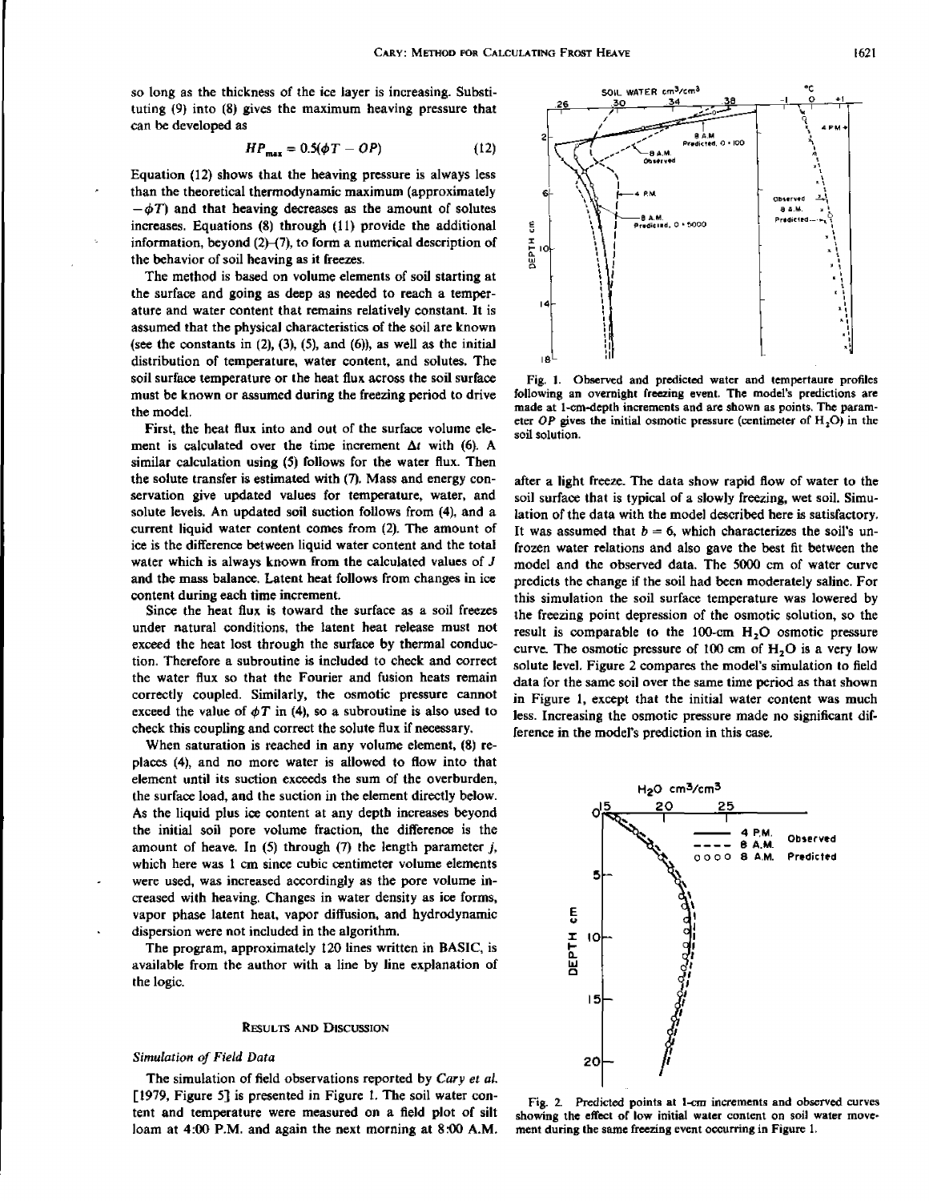so long as the thickness of the ice layer is increasing. Substituting (9) into (8) gives the maximum heaving pressure that can be developed as

$$HP_{max} = 0.5(\phi T - OP) \tag{12}$$

Equation (12) shows that the heaving pressure is always less than the theoretical thermodynamic maximum (approximately $-\phi T$) and that heaving decreases as the amount of solutes increases. Equations (8) through (11) provide the additional information, beyond (2)–(7), to form a numerical description of the behavior of soil heaving as it freezes.

The method is based on volume elements of soil starting at the surface and going as deep as needed to reach a temperature and water content that remains relatively constant. It is assumed that the physical characteristics of the soil are known (see the constants in (2), (3), (5), and (6)), as well as the initial distribution of temperature, water content, and solutes. The soil surface temperature or the heat flux across the soil surface must be known or assumed during the freezing period to drive the model.

First, the heat flux into and out of the surface volume element is calculated over the time increment $\Delta t$ with (6). A similar calculation using (5) follows for the water flux. Then the solute transfer is estimated with (7). Mass and energy conservation give updated values for temperature, water, and solute levels. An updated soil suction follows from (4), and a current liquid water content comes from (2). The amount of ice is the difference between liquid water content and the total water which is always known from the calculated values of $J$ and the mass balance. Latent heat follows from changes in ice content during each time increment.

Since the heat flux is toward the surface as a soil freezes under natural conditions, the latent heat release must not exceed the heat lost through the surface by thermal conduction. Therefore a subroutine is included to check and correct the water flux so that the Fourier and fusion heats remain correctly coupled. Similarly, the osmotic pressure cannot exceed the value of $\phi T$ in (4), so a subroutine is also used to check this coupling and correct the solute flux if necessary.

When saturation is reached in any volume element, (8) replaces (4), and no more water is allowed to flow into that element until its suction exceeds the sum of the overburden, the surface load, and the suction in the element directly below. As the liquid plus ice content at any depth increases beyond the initial soil pore volume fraction, the difference is the amount of heave. In (5) through (7) the length parameter $j$, which here was 1 cm since cubic centimeter volume elements were used, was increased accordingly as the pore volume increased with heaving. Changes in water density as ice forms, vapor phase latent heat, vapor diffusion, and hydrodynamic dispersion were not included in the algorithm.

The program, approximately 120 lines written in BASIC, is available from the author with a line by line explanation of the logic.

## Results and Discussion

### *Simulation of Field Data*

The simulation of field observations reported by *Cary et al.* [1979, Figure 5] is presented in Figure 1. The soil water content and temperature were measured on a field plot of silt loam at 4:00 P.M. and again the next morning at 8:00 A.M.

Fig. 1. Observed and predicted water and tempertaure profiles following an overnight freezing event. The model's predictions are made at 1-cm-depth increments and are shown as points. The parameter $OP$ gives the initial osmotic pressure (centimeter of $H_2O$) in the soil solution.

after a light freeze. The data show rapid flow of water to the soil surface that is typical of a slowly freezing, wet soil. Simulation of the data with the model described here is satisfactory. It was assumed that $b = 6$, which characterizes the soil's unfrozen water relations and also gave the best fit between the model and the observed data. The 5000 cm of water curve predicts the change if the soil had been moderately saline. For this simulation the soil surface temperature was lowered by the freezing point depression of the osmotic solution, so the result is comparable to the 100-cm $H_2O$ osmotic pressure curve. The osmotic pressure of 100 cm of $H_2O$ is a very low solute level. Figure 2 compares the model's simulation to field data for the same soil over the same time period as that shown in Figure 1, except that the initial water content was much less. Increasing the osmotic pressure made no significant difference in the model's prediction in this case.

Fig. 2. Predicted points at 1-cm increments and observed curves showing the effect of low initial water content on soil water movement during the same freezing event occurring in Figure 1.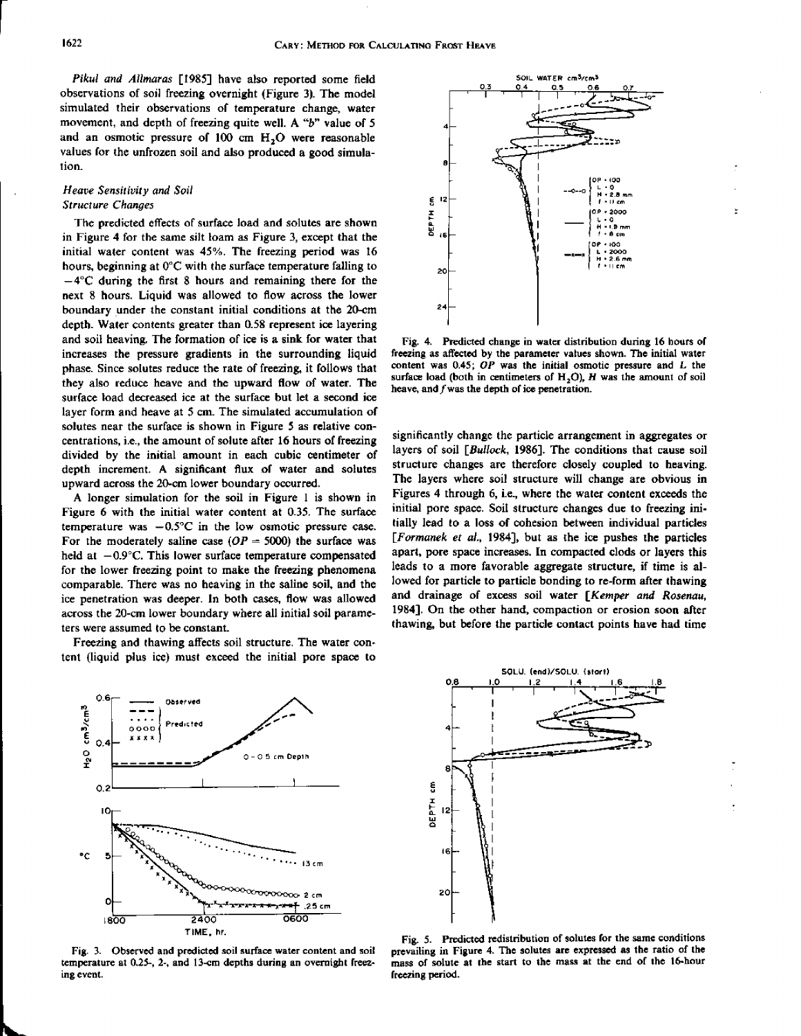*Pikul and Allmaras* [1985] have also reported some field observations of soil freezing overnight (Figure 3). The model simulated their observations of temperature change, water movement, and depth of freezing quite well. A "$b$" value of 5 and an osmotic pressure of 100 cm $H_2O$ were reasonable values for the unfrozen soil and also produced a good simulation.

## Heave Sensitivity and Soil Structure Changes

The predicted effects of surface load and solutes are shown in Figure 4 for the same silt loam as Figure 3, except that the initial water content was 45%. The freezing period was 16 hours, beginning at 0°C with the surface temperature falling to −4°C during the first 8 hours and remaining there for the next 8 hours. Liquid was allowed to flow across the lower boundary under the constant initial conditions at the 20-cm depth. Water contents greater than 0.58 represent ice layering and soil heaving. The formation of ice is a sink for water that increases the pressure gradients in the surrounding liquid phase. Since solutes reduce the rate of freezing, it follows that they also reduce heave and the upward flow of water. The surface load decreased ice at the surface but let a second ice layer form and heave at 5 cm. The simulated accumulation of solutes near the surface is shown in Figure 5 as relative concentrations, i.e., the amount of solute after 16 hours of freezing divided by the initial amount in each cubic centimeter of depth increment. A significant flux of water and solutes upward across the 20-cm lower boundary occurred.

A longer simulation for the soil in Figure 1 is shown in Figure 6 with the initial water content at 0.35. The surface temperature was −0.5°C in the low osmotic pressure case. For the moderately saline case ($OP = 5000$) the surface was held at −0.9°C. This lower surface temperature compensated for the lower freezing point to make the freezing phenomena comparable. There was no heaving in the saline soil, and the ice penetration was deeper. In both cases, flow was allowed across the 20-cm lower boundary where all initial soil parameters were assumed to be constant.

Freezing and thawing affects soil structure. The water content (liquid plus ice) must exceed the initial pore space to significantly change the particle arrangement in aggregates or layers of soil [*Bullock*, 1986]. The conditions that cause soil structure changes are therefore closely coupled to heaving. The layers where soil structure will change are obvious in Figures 4 through 6, i.e., where the water content exceeds the initial pore space. Soil structure changes due to freezing initially lead to a loss of cohesion between individual particles [*Formanek et al.*, 1984], but as the ice pushes the particles apart, pore space increases. In compacted clods or layers this leads to a more favorable aggregate structure, if time is allowed for particle to particle bonding to re-form after thawing and drainage of excess soil water [*Kemper and Rosenau*, 1984]. On the other hand, compaction or erosion soon after thawing, but before the particle contact points have had time

Fig. 4. Predicted change in water distribution during 16 hours of freezing as affected by the parameter values shown. The initial water content was 0.45; $OP$ was the initial osmotic pressure and $L$ the surface load (both in centimeters of $H_2O$), $H$ was the amount of soil heave, and $f$ was the depth of ice penetration.

Fig. 3. Observed and predicted soil surface water content and soil temperature at 0.25-, 2-, and 13-cm depths during an overnight freezing event.

Fig. 5. Predicted redistribution of solutes for the same conditions prevailing in Figure 4. The solutes are expressed as the ratio of the mass of solute at the start to the mass at the end of the 16-hour freezing period.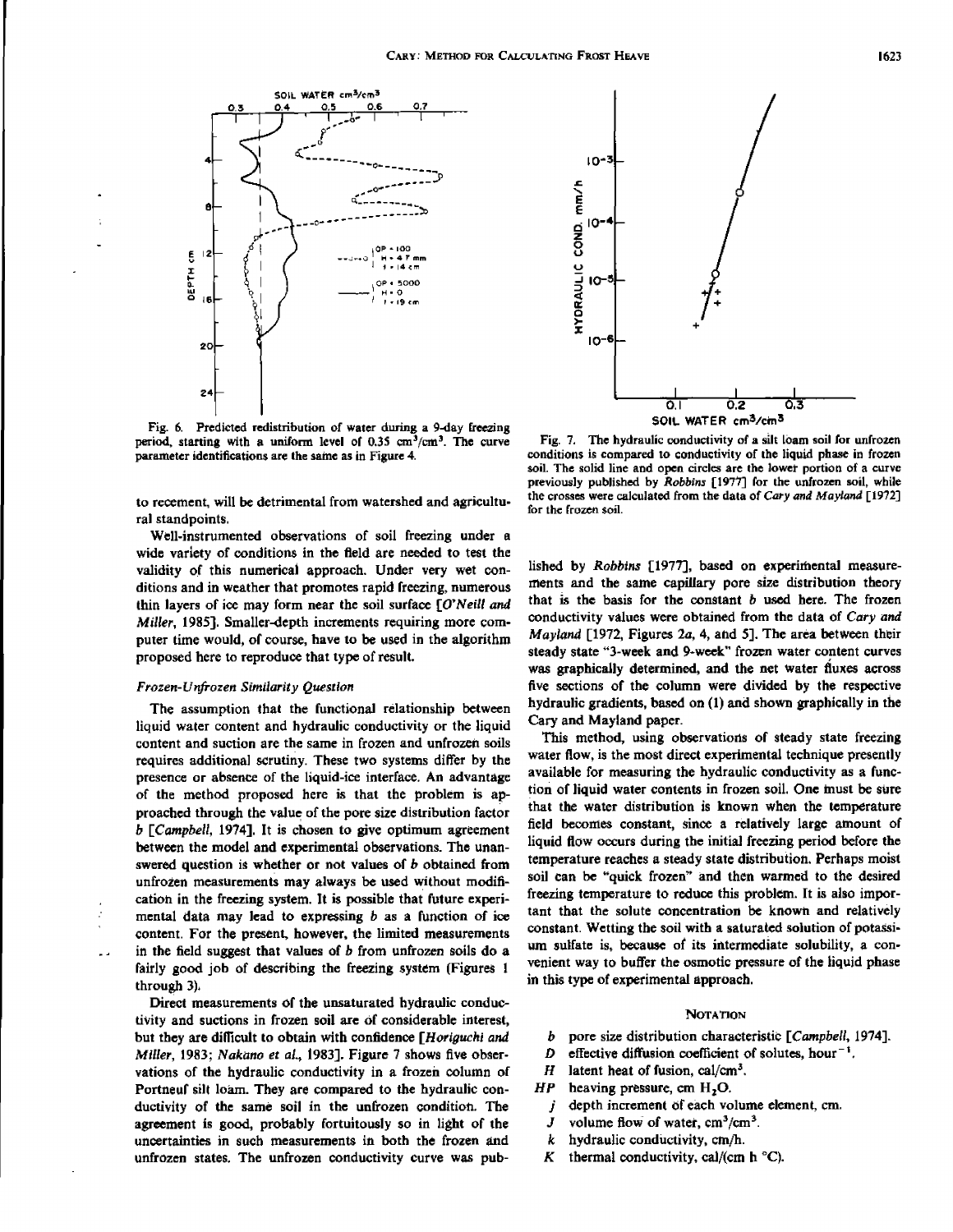Fig. 6. Predicted redistribution of water during a 9-day freezing period, starting with a uniform level of 0.35 cm³/cm³. The curve parameter identifications are the same as in Figure 4.

Fig. 7. The hydraulic conductivity of a silt loam soil for unfrozen conditions is compared to conductivity of the liquid phase in frozen soil. The solid line and open circles are the lower portion of a curve previously published by *Robbins* [1977] for the unfrozen soil, while the crosses were calculated from the data of *Cary and Mayland* [1972] for the frozen soil.

to recement, will be detrimental from watershed and agricultural standpoints.

Well-instrumented observations of soil freezing under a wide variety of conditions in the field are needed to test the validity of this numerical approach. Under very wet conditions and in weather that promotes rapid freezing, numerous thin layers of ice may form near the soil surface [*O'Neill and Miller*, 1985]. Smaller-depth increments requiring more computer time would, of course, have to be used in the algorithm proposed here to reproduce that type of result.

### *Frozen-Unfrozen Similarity Question*

The assumption that the functional relationship between liquid water content and hydraulic conductivity or the liquid content and suction are the same in frozen and unfrozen soils requires additional scrutiny. These two systems differ by the presence or absence of the liquid-ice interface. An advantage of the method proposed here is that the problem is approached through the value of the pore size distribution factor $b$ [*Campbell*, 1974]. It is chosen to give optimum agreement between the model and experimental observations. The unanswered question is whether or not values of $b$ obtained from unfrozen measurements may always be used without modification in the freezing system. It is possible that future experimental data may lead to expressing $b$ as a function of ice content. For the present, however, the limited measurements in the field suggest that values of $b$ from unfrozen soils do a fairly good job of describing the freezing system (Figures 1 through 3).

Direct measurements of the unsaturated hydraulic conductivity and suctions in frozen soil are of considerable interest, but they are difficult to obtain with confidence [*Horiguchi and Miller*, 1983; *Nakano et al.*, 1983]. Figure 7 shows five observations of the hydraulic conductivity in a frozen column of Portneuf silt loam. They are compared to the hydraulic conductivity of the same soil in the unfrozen condition. The agreement is good, probably fortuitously so in light of the uncertainties in such measurements in both the frozen and unfrozen states. The unfrozen conductivity curve was published by *Robbins* [1977], based on experimental measurements and the same capillary pore size distribution theory that is the basis for the constant $b$ used here. The frozen conductivity values were obtained from the data of *Cary and Mayland* [1972, Figures 2*a*, 4, and 5]. The area between their steady state "3-week and 9-week" frozen water content curves was graphically determined, and the net water fluxes across five sections of the column were divided by the respective hydraulic gradients, based on (1) and shown graphically in the Cary and Mayland paper.

This method, using observations of steady state freezing water flow, is the most direct experimental technique presently available for measuring the hydraulic conductivity as a function of liquid water contents in frozen soil. One must be sure that the water distribution is known when the temperature field becomes constant, since a relatively large amount of liquid flow occurs during the initial freezing period before the temperature reaches a steady state distribution. Perhaps moist soil can be "quick frozen" and then warmed to the desired freezing temperature to reduce this problem. It is also important that the solute concentration be known and relatively constant. Wetting the soil with a saturated solution of potassium sulfate is, because of its intermediate solubility, a convenient way to buffer the osmotic pressure of the liquid phase in this type of experimental approach.

## NOTATION

- $b$ pore size distribution characteristic [*Campbell*, 1974].
- $D$ effective diffusion coefficient of solutes, hour$^{-1}$.
- $H$ latent heat of fusion, cal/cm³.
- $HP$ heaving pressure, cm $H_2O$.
- $j$ depth increment of each volume element, cm.
- $J$ volume flow of water, cm³/cm³.
- $k$ hydraulic conductivity, cm/h.
- $K$ thermal conductivity, cal/(cm h °C).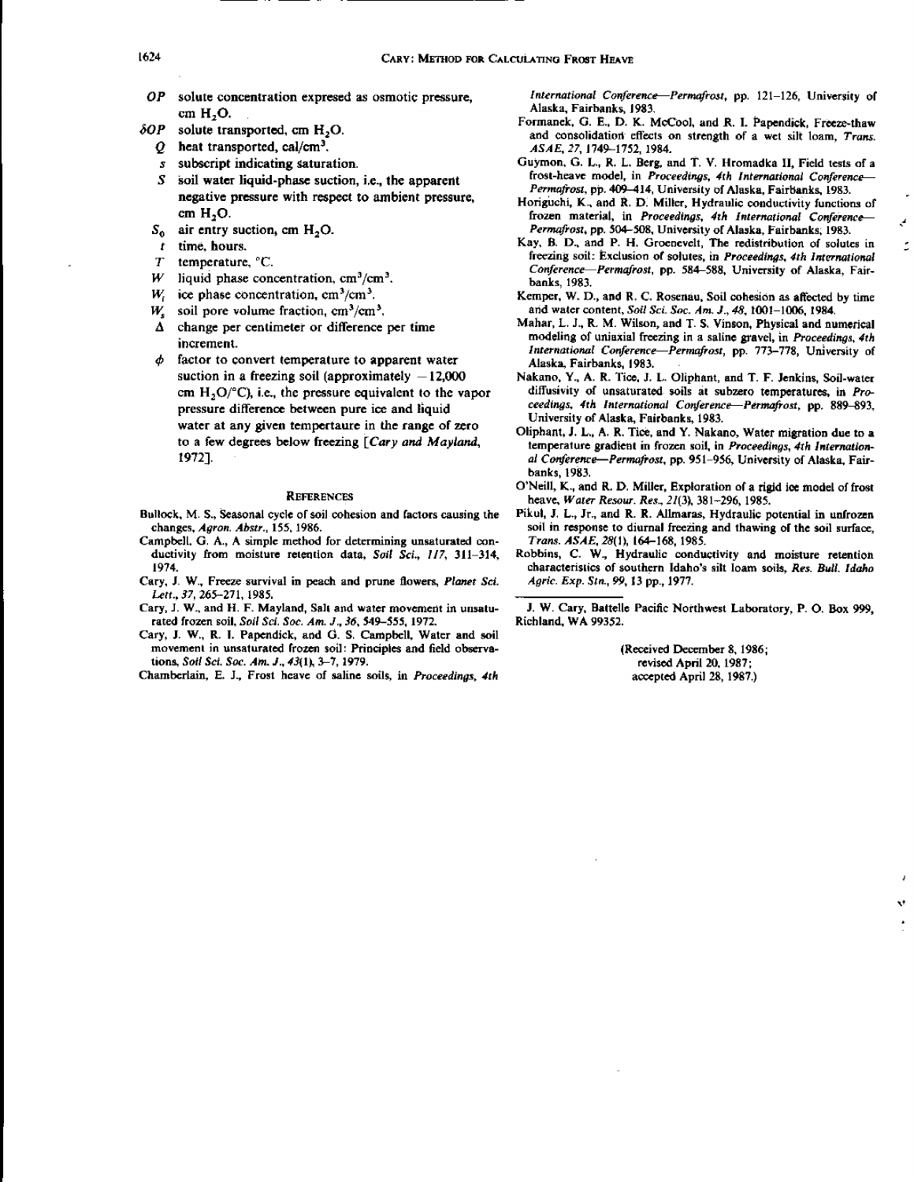$OP$ solute concentration expressed as osmotic pressure, cm $H_2O$.

$\delta OP$ solute transported, cm $H_2O$.

$Q$ heat transported, cal/cm$^3$.

$s$ subscript indicating saturation.

$S$ soil water liquid-phase suction, i.e., the apparent negative pressure with respect to ambient pressure, cm $H_2O$.

$S_0$ air entry suction, cm $H_2O$.

$t$ time, hours.

$T$ temperature, °C.

$W$ liquid phase concentration, cm$^3$/cm$^3$.

$W_i$ ice phase concentration, cm$^3$/cm$^3$.

$W_s$ soil pore volume fraction, cm$^3$/cm$^3$.

$\Delta$ change per centimeter or difference per time increment.

$\phi$ factor to convert temperature to apparent water suction in a freezing soil (approximately $-12{,}000$ cm $H_2O$/°C), i.e., the pressure equivalent to the vapor pressure difference between pure ice and liquid water at any given tempertaure in the range of zero to a few degrees below freezing [*Cary and Mayland*, 1972].

## References

Bullock, M. S., Seasonal cycle of soil cohesion and factors causing the changes, *Agron. Abstr.*, 155, 1986.

Campbell, G. A., A simple method for determining unsaturated conductivity from moisture retention data, *Soil Sci.*, *117*, 311–314, 1974.

Cary, J. W., Freeze survival in peach and prune flowers, *Planet Sci. Lett.*, *37*, 265–271, 1985.

Cary, J. W., and H. F. Mayland, Salt and water movement in unsaturated frozen soil, *Soil Sci. Soc. Am. J.*, *36*, 549–555, 1972.

Cary, J. W., R. I. Papendick, and G. S. Campbell, Water and soil movement in unsaturated frozen soil: Principles and field observations, *Soil Sci. Soc. Am. J.*, *43*(1), 3–7, 1979.

Chamberlain, E. J., Frost heave of saline soils, in *Proceedings, 4th International Conference—Permafrost*, pp. 121–126, University of Alaska, Fairbanks, 1983.

Formanek, G. E., D. K. McCool, and R. I. Papendick, Freeze-thaw and consolidation effects on strength of a wet silt loam, *Trans. ASAE*, *27*, 1749–1752, 1984.

Guymon, G. L., R. L. Berg, and T. V. Hromadka II, Field tests of a frost-heave model, in *Proceedings, 4th International Conference—Permafrost*, pp. 409–414, University of Alaska, Fairbanks, 1983.

Horiguchi, K., and R. D. Miller, Hydraulic conductivity functions of frozen material, in *Proceedings, 4th International Conference—Permafrost*, pp. 504–508, University of Alaska, Fairbanks, 1983.

Kay, B. D., and P. H. Groenevelt, The redistribution of solutes in freezing soil: Exclusion of solutes, in *Proceedings, 4th International Conference—Permafrost*, pp. 584–588, University of Alaska, Fairbanks, 1983.

Kemper, W. D., and R. C. Rosenau, Soil cohesion as affected by time and water content, *Soil Sci. Soc. Am. J.*, *48*, 1001–1006, 1984.

Mahar, L. J., R. M. Wilson, and T. S. Vinson, Physical and numerical modeling of uniaxial freezing in a saline gravel, in *Proceedings, 4th International Conference—Permafrost*, pp. 773–778, University of Alaska, Fairbanks, 1983.

Nakano, Y., A. R. Tice, J. L. Oliphant, and T. F. Jenkins, Soil-water diffusivity of unsaturated soils at subzero temperatures, in *Proceedings, 4th International Conference—Permafrost*, pp. 889–893, University of Alaska, Fairbanks, 1983.

Oliphant, J. L., A. R. Tice, and Y. Nakano, Water migration due to a temperature gradient in frozen soil, in *Proceedings, 4th International Conference—Permafrost*, pp. 951–956, University of Alaska, Fairbanks, 1983.

O'Neill, K., and R. D. Miller, Exploration of a rigid ice model of frost heave, *Water Resour. Res.*, *21*(3), 381–296, 1985.

Pikul, J. L., Jr., and R. R. Allmaras, Hydraulic potential in unfrozen soil in response to diurnal freezing and thawing of the soil surface, *Trans. ASAE*, *28*(1), 164–168, 1985.

Robbins, C. W., Hydraulic conductivity and moisture retention characteristics of southern Idaho's silt loam soils, *Res. Bull. Idaho Agric. Exp. Stn.*, *99*, 13 pp., 1977.

---

J. W. Cary, Battelle Pacific Northwest Laboratory, P. O. Box 999, Richland, WA 99352.

(Received December 8, 1986;
revised April 20, 1987;
accepted April 28, 1987.)